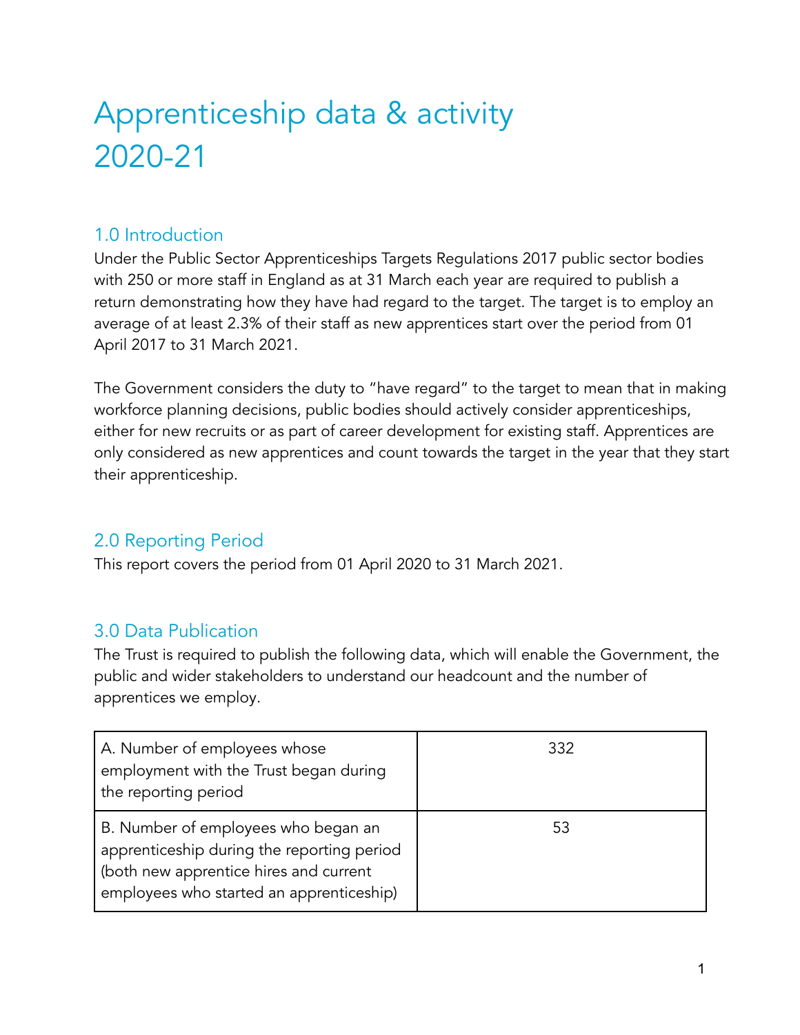# Apprenticeship data & activity 2020-21

## 1.0 Introduction

Under the Public Sector Apprenticeships Targets Regulations 2017 public sector bodies with 250 or more staff in England as at 31 March each year are required to publish a return demonstrating how they have had regard to the target. The target is to employ an average of at least 2.3% of their staff as new apprentices start over the period from 01 April 2017 to 31 March 2021.

The Government considers the duty to "have regard" to the target to mean that in making workforce planning decisions, public bodies should actively consider apprenticeships, either for new recruits or as part of career development for existing staff. Apprentices are only considered as new apprentices and count towards the target in the year that they start their apprenticeship.

## 2.0 Reporting Period

This report covers the period from 01 April 2020 to 31 March 2021.

## 3.0 Data Publication

The Trust is required to publish the following data, which will enable the Government, the public and wider stakeholders to understand our headcount and the number of apprentices we employ.

| | |
|---|---|
| A. Number of employees whose employment with the Trust began during the reporting period | 332 |
| B. Number of employees who began an apprenticeship during the reporting period (both new apprentice hires and current employees who started an apprenticeship) | 53 |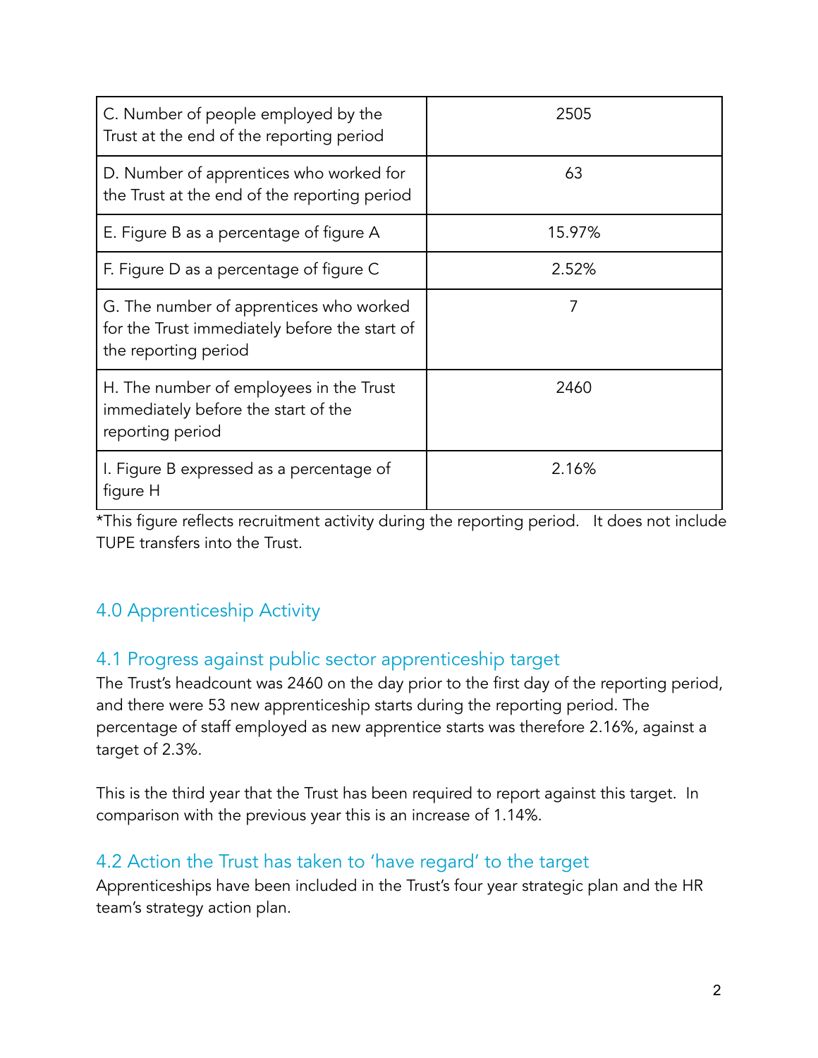| | |
|---|---|
| C. Number of people employed by the Trust at the end of the reporting period | 2505 |
| D. Number of apprentices who worked for the Trust at the end of the reporting period | 63 |
| E. Figure B as a percentage of figure A | 15.97% |
| F. Figure D as a percentage of figure C | 2.52% |
| G. The number of apprentices who worked for the Trust immediately before the start of the reporting period | 7 |
| H. The number of employees in the Trust immediately before the start of the reporting period | 2460 |
| I. Figure B expressed as a percentage of figure H | 2.16% |

*This figure reflects recruitment activity during the reporting period. It does not include TUPE transfers into the Trust.

## 4.0 Apprenticeship Activity

### 4.1 Progress against public sector apprenticeship target

The Trust's headcount was 2460 on the day prior to the first day of the reporting period, and there were 53 new apprenticeship starts during the reporting period. The percentage of staff employed as new apprentice starts was therefore 2.16%, against a target of 2.3%.

This is the third year that the Trust has been required to report against this target. In comparison with the previous year this is an increase of 1.14%.

### 4.2 Action the Trust has taken to 'have regard' to the target

Apprenticeships have been included in the Trust's four year strategic plan and the HR team's strategy action plan.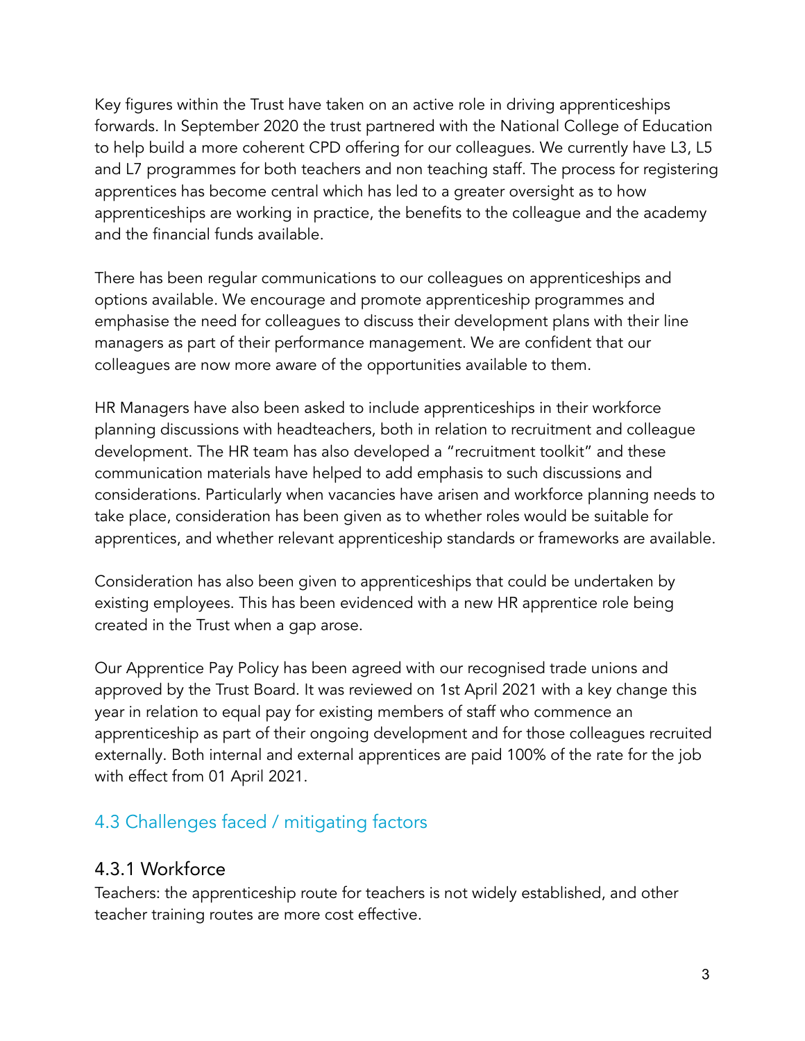Key figures within the Trust have taken on an active role in driving apprenticeships forwards. In September 2020 the trust partnered with the National College of Education to help build a more coherent CPD offering for our colleagues. We currently have L3, L5 and L7 programmes for both teachers and non teaching staff. The process for registering apprentices has become central which has led to a greater oversight as to how apprenticeships are working in practice, the benefits to the colleague and the academy and the financial funds available.

There has been regular communications to our colleagues on apprenticeships and options available. We encourage and promote apprenticeship programmes and emphasise the need for colleagues to discuss their development plans with their line managers as part of their performance management. We are confident that our colleagues are now more aware of the opportunities available to them.

HR Managers have also been asked to include apprenticeships in their workforce planning discussions with headteachers, both in relation to recruitment and colleague development. The HR team has also developed a "recruitment toolkit" and these communication materials have helped to add emphasis to such discussions and considerations. Particularly when vacancies have arisen and workforce planning needs to take place, consideration has been given as to whether roles would be suitable for apprentices, and whether relevant apprenticeship standards or frameworks are available.

Consideration has also been given to apprenticeships that could be undertaken by existing employees. This has been evidenced with a new HR apprentice role being created in the Trust when a gap arose.

Our Apprentice Pay Policy has been agreed with our recognised trade unions and approved by the Trust Board. It was reviewed on 1st April 2021 with a key change this year in relation to equal pay for existing members of staff who commence an apprenticeship as part of their ongoing development and for those colleagues recruited externally. Both internal and external apprentices are paid 100% of the rate for the job with effect from 01 April 2021.

## 4.3 Challenges faced / mitigating factors

### 4.3.1 Workforce

Teachers: the apprenticeship route for teachers is not widely established, and other teacher training routes are more cost effective.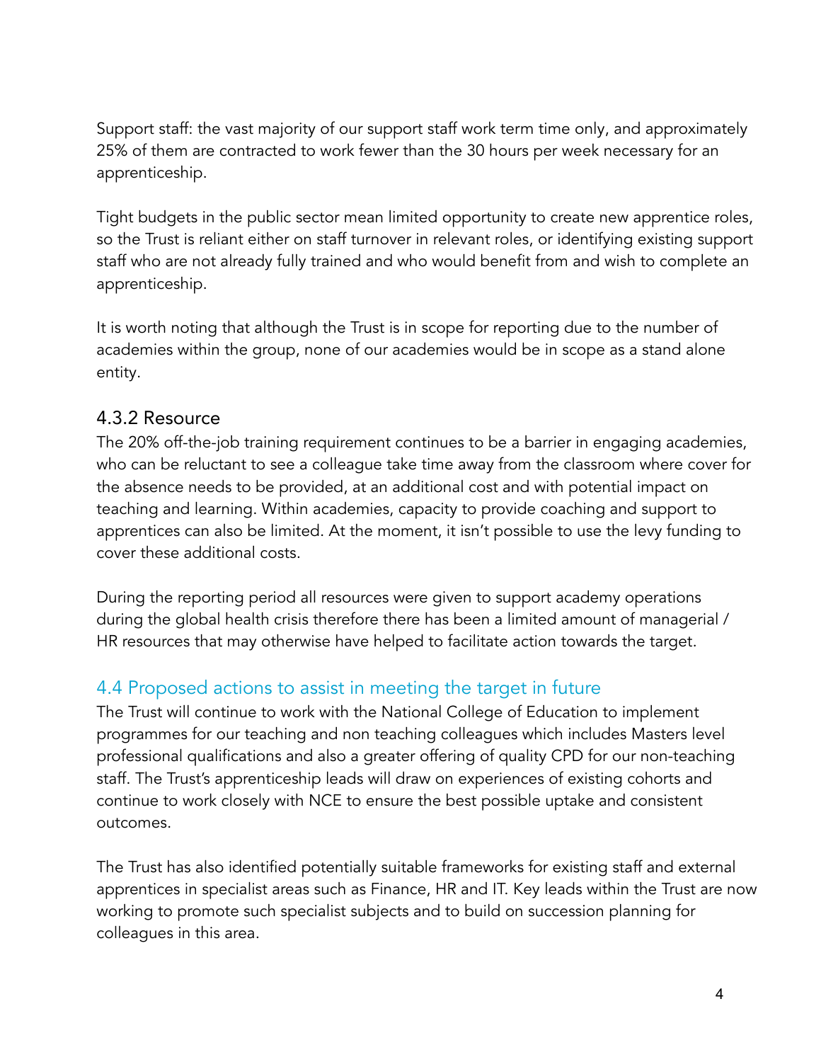Support staff: the vast majority of our support staff work term time only, and approximately 25% of them are contracted to work fewer than the 30 hours per week necessary for an apprenticeship.

Tight budgets in the public sector mean limited opportunity to create new apprentice roles, so the Trust is reliant either on staff turnover in relevant roles, or identifying existing support staff who are not already fully trained and who would benefit from and wish to complete an apprenticeship.

It is worth noting that although the Trust is in scope for reporting due to the number of academies within the group, none of our academies would be in scope as a stand alone entity.

### 4.3.2 Resource

The 20% off-the-job training requirement continues to be a barrier in engaging academies, who can be reluctant to see a colleague take time away from the classroom where cover for the absence needs to be provided, at an additional cost and with potential impact on teaching and learning. Within academies, capacity to provide coaching and support to apprentices can also be limited. At the moment, it isn't possible to use the levy funding to cover these additional costs.

During the reporting period all resources were given to support academy operations during the global health crisis therefore there has been a limited amount of managerial / HR resources that may otherwise have helped to facilitate action towards the target.

## 4.4 Proposed actions to assist in meeting the target in future

The Trust will continue to work with the National College of Education to implement programmes for our teaching and non teaching colleagues which includes Masters level professional qualifications and also a greater offering of quality CPD for our non-teaching staff. The Trust's apprenticeship leads will draw on experiences of existing cohorts and continue to work closely with NCE to ensure the best possible uptake and consistent outcomes.

The Trust has also identified potentially suitable frameworks for existing staff and external apprentices in specialist areas such as Finance, HR and IT. Key leads within the Trust are now working to promote such specialist subjects and to build on succession planning for colleagues in this area.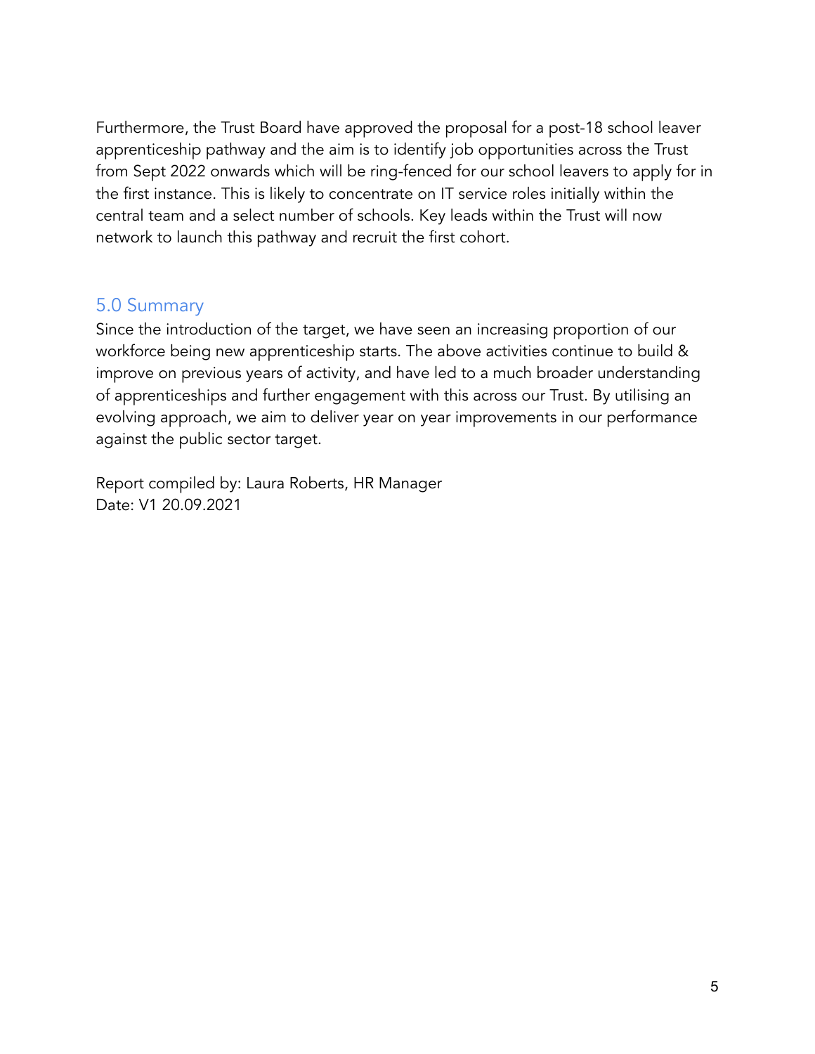Furthermore, the Trust Board have approved the proposal for a post-18 school leaver apprenticeship pathway and the aim is to identify job opportunities across the Trust from Sept 2022 onwards which will be ring-fenced for our school leavers to apply for in the first instance. This is likely to concentrate on IT service roles initially within the central team and a select number of schools. Key leads within the Trust will now network to launch this pathway and recruit the first cohort.

## 5.0 Summary

Since the introduction of the target, we have seen an increasing proportion of our workforce being new apprenticeship starts. The above activities continue to build & improve on previous years of activity, and have led to a much broader understanding of apprenticeships and further engagement with this across our Trust. By utilising an evolving approach, we aim to deliver year on year improvements in our performance against the public sector target.

Report compiled by: Laura Roberts, HR Manager
Date: V1 20.09.2021